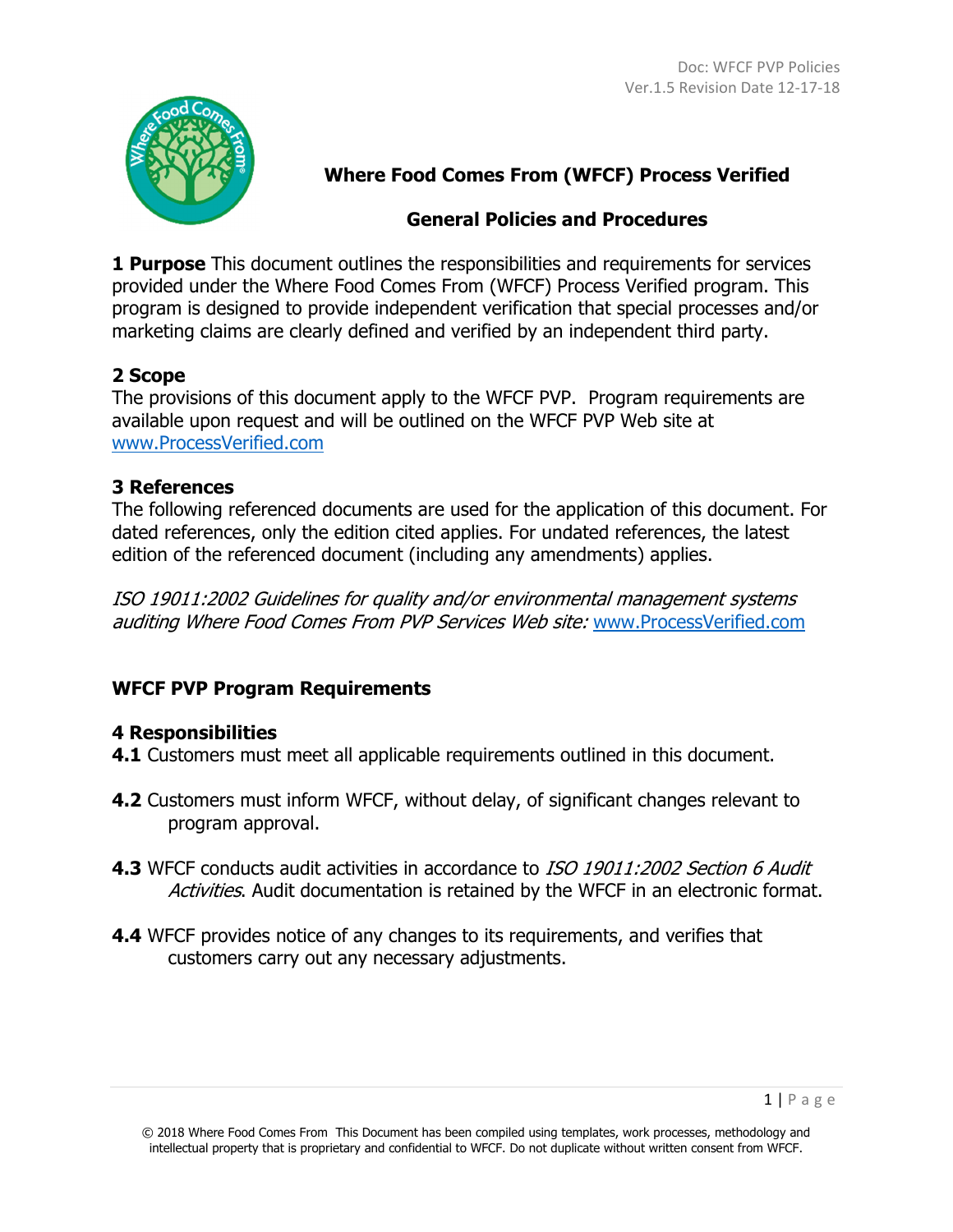# Where Food Comes From (WFCF) Process Verified

## General Policies and Procedures

**1 Purpose** This document outlines the responsibilities and requirements for services provided under the Where Food Comes From (WFCF) Process Verified program. This program is designed to provide independent verification that special processes and/or marketing claims are clearly defined and verified by an independent third party.

### 2 Scope

The provisions of this document apply to the WFCF PVP. Program requirements are available upon request and will be outlined on the WFCF PVP Web site at www.ProcessVerified.com

### 3 References

The following referenced documents are used for the application of this document. For dated references, only the edition cited applies. For undated references, the latest edition of the referenced document (including any amendments) applies.

*ISO 19011:2002 Guidelines for quality and/or environmental management systems auditing Where Food Comes From PVP Services Web site:* www.ProcessVerified.com

### WFCF PVP Program Requirements

### 4 Responsibilities

**4.1** Customers must meet all applicable requirements outlined in this document.

**4.2** Customers must inform WFCF, without delay, of significant changes relevant to program approval.

**4.3** WFCF conducts audit activities in accordance to *ISO 19011:2002 Section 6 Audit Activities*. Audit documentation is retained by the WFCF in an electronic format.

**4.4** WFCF provides notice of any changes to its requirements, and verifies that customers carry out any necessary adjustments.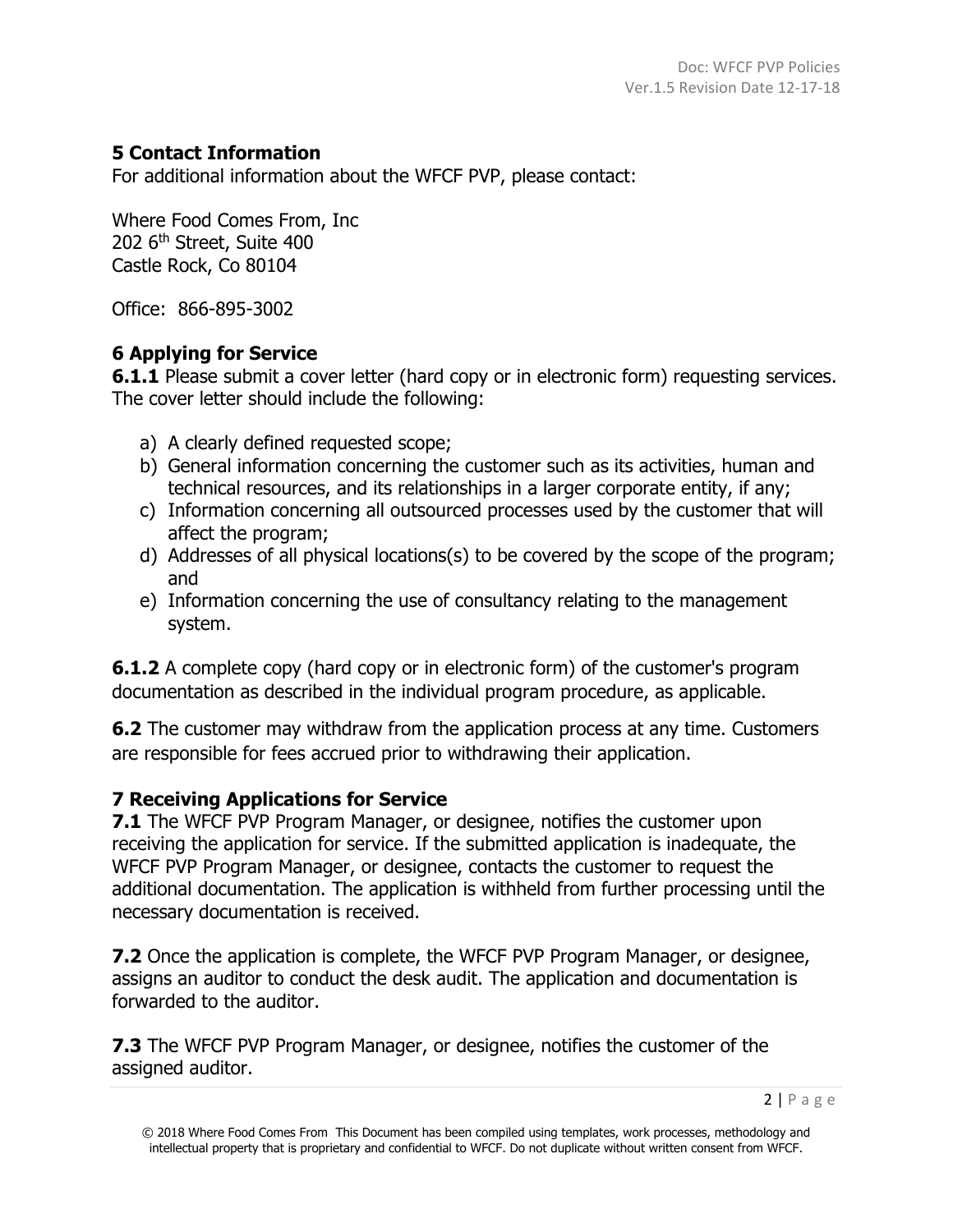## 5 Contact Information

For additional information about the WFCF PVP, please contact:

Where Food Comes From, Inc
202 6th Street, Suite 400
Castle Rock, Co 80104

Office: 866-895-3002

## 6 Applying for Service

**6.1.1** Please submit a cover letter (hard copy or in electronic form) requesting services. The cover letter should include the following:

a) A clearly defined requested scope;
b) General information concerning the customer such as its activities, human and technical resources, and its relationships in a larger corporate entity, if any;
c) Information concerning all outsourced processes used by the customer that will affect the program;
d) Addresses of all physical locations(s) to be covered by the scope of the program; and
e) Information concerning the use of consultancy relating to the management system.

**6.1.2** A complete copy (hard copy or in electronic form) of the customer's program documentation as described in the individual program procedure, as applicable.

**6.2** The customer may withdraw from the application process at any time. Customers are responsible for fees accrued prior to withdrawing their application.

## 7 Receiving Applications for Service

**7.1** The WFCF PVP Program Manager, or designee, notifies the customer upon receiving the application for service. If the submitted application is inadequate, the WFCF PVP Program Manager, or designee, contacts the customer to request the additional documentation. The application is withheld from further processing until the necessary documentation is received.

**7.2** Once the application is complete, the WFCF PVP Program Manager, or designee, assigns an auditor to conduct the desk audit. The application and documentation is forwarded to the auditor.

**7.3** The WFCF PVP Program Manager, or designee, notifies the customer of the assigned auditor.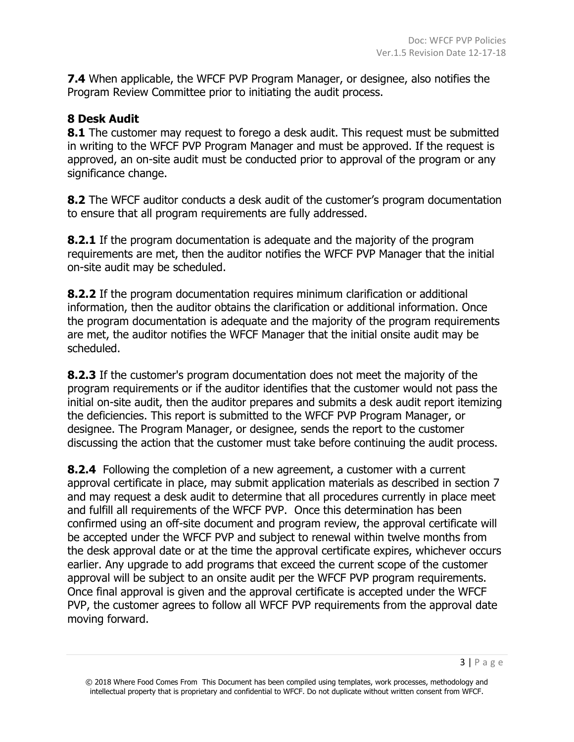**7.4** When applicable, the WFCF PVP Program Manager, or designee, also notifies the Program Review Committee prior to initiating the audit process.

## 8 Desk Audit

**8.1** The customer may request to forego a desk audit. This request must be submitted in writing to the WFCF PVP Program Manager and must be approved. If the request is approved, an on-site audit must be conducted prior to approval of the program or any significance change.

**8.2** The WFCF auditor conducts a desk audit of the customer's program documentation to ensure that all program requirements are fully addressed.

**8.2.1** If the program documentation is adequate and the majority of the program requirements are met, then the auditor notifies the WFCF PVP Manager that the initial on-site audit may be scheduled.

**8.2.2** If the program documentation requires minimum clarification or additional information, then the auditor obtains the clarification or additional information. Once the program documentation is adequate and the majority of the program requirements are met, the auditor notifies the WFCF Manager that the initial onsite audit may be scheduled.

**8.2.3** If the customer's program documentation does not meet the majority of the program requirements or if the auditor identifies that the customer would not pass the initial on-site audit, then the auditor prepares and submits a desk audit report itemizing the deficiencies. This report is submitted to the WFCF PVP Program Manager, or designee. The Program Manager, or designee, sends the report to the customer discussing the action that the customer must take before continuing the audit process.

**8.2.4** Following the completion of a new agreement, a customer with a current approval certificate in place, may submit application materials as described in section 7 and may request a desk audit to determine that all procedures currently in place meet and fulfill all requirements of the WFCF PVP. Once this determination has been confirmed using an off-site document and program review, the approval certificate will be accepted under the WFCF PVP and subject to renewal within twelve months from the desk approval date or at the time the approval certificate expires, whichever occurs earlier. Any upgrade to add programs that exceed the current scope of the customer approval will be subject to an onsite audit per the WFCF PVP program requirements. Once final approval is given and the approval certificate is accepted under the WFCF PVP, the customer agrees to follow all WFCF PVP requirements from the approval date moving forward.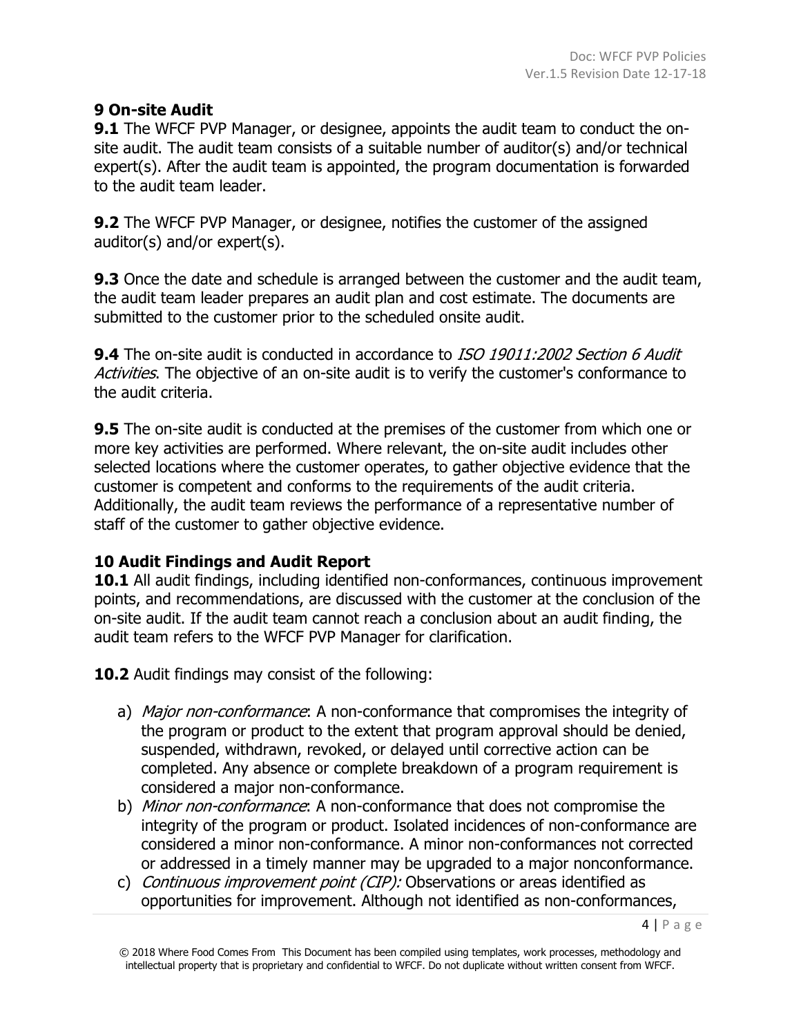## 9 On-site Audit

**9.1** The WFCF PVP Manager, or designee, appoints the audit team to conduct the on-site audit. The audit team consists of a suitable number of auditor(s) and/or technical expert(s). After the audit team is appointed, the program documentation is forwarded to the audit team leader.

**9.2** The WFCF PVP Manager, or designee, notifies the customer of the assigned auditor(s) and/or expert(s).

**9.3** Once the date and schedule is arranged between the customer and the audit team, the audit team leader prepares an audit plan and cost estimate. The documents are submitted to the customer prior to the scheduled onsite audit.

**9.4** The on-site audit is conducted in accordance to *ISO 19011:2002 Section 6 Audit Activities*. The objective of an on-site audit is to verify the customer's conformance to the audit criteria.

**9.5** The on-site audit is conducted at the premises of the customer from which one or more key activities are performed. Where relevant, the on-site audit includes other selected locations where the customer operates, to gather objective evidence that the customer is competent and conforms to the requirements of the audit criteria. Additionally, the audit team reviews the performance of a representative number of staff of the customer to gather objective evidence.

## 10 Audit Findings and Audit Report

**10.1** All audit findings, including identified non-conformances, continuous improvement points, and recommendations, are discussed with the customer at the conclusion of the on-site audit. If the audit team cannot reach a conclusion about an audit finding, the audit team refers to the WFCF PVP Manager for clarification.

**10.2** Audit findings may consist of the following:

a) *Major non-conformance*: A non-conformance that compromises the integrity of the program or product to the extent that program approval should be denied, suspended, withdrawn, revoked, or delayed until corrective action can be completed. Any absence or complete breakdown of a program requirement is considered a major non-conformance.

b) *Minor non-conformance*: A non-conformance that does not compromise the integrity of the program or product. Isolated incidences of non-conformance are considered a minor non-conformance. A minor non-conformances not corrected or addressed in a timely manner may be upgraded to a major nonconformance.

c) *Continuous improvement point (CIP):* Observations or areas identified as opportunities for improvement. Although not identified as non-conformances,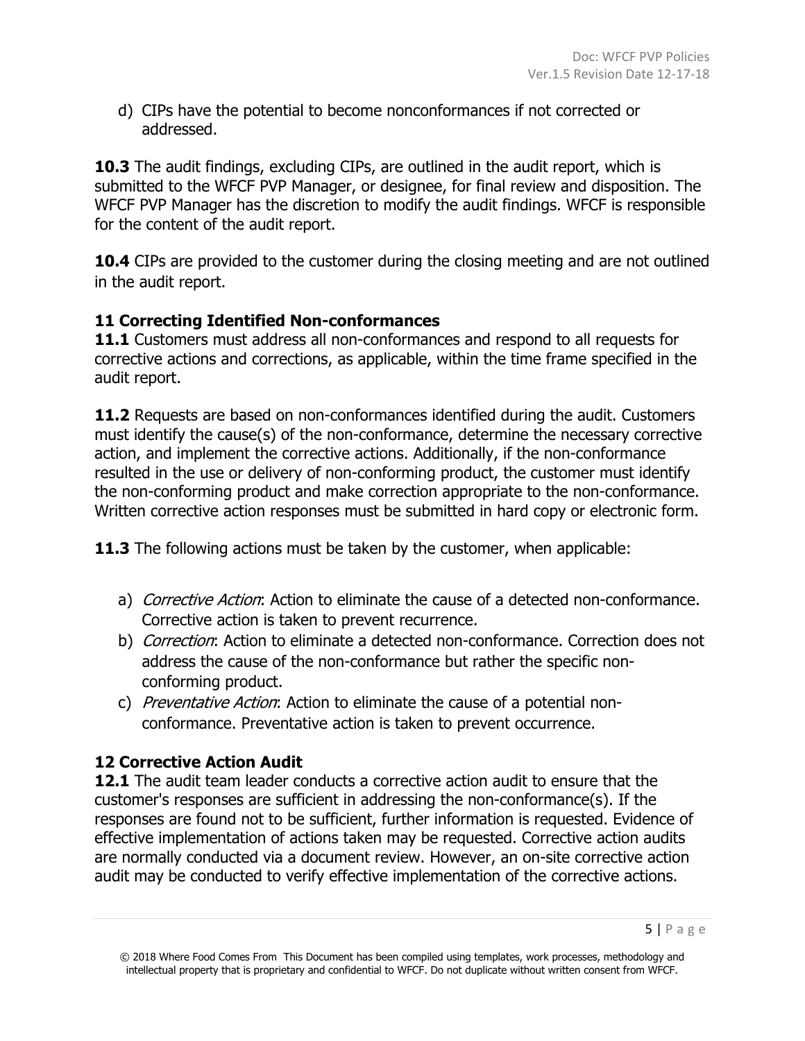d) CIPs have the potential to become nonconformances if not corrected or addressed.

**10.3** The audit findings, excluding CIPs, are outlined in the audit report, which is submitted to the WFCF PVP Manager, or designee, for final review and disposition. The WFCF PVP Manager has the discretion to modify the audit findings. WFCF is responsible for the content of the audit report.

**10.4** CIPs are provided to the customer during the closing meeting and are not outlined in the audit report.

### 11 Correcting Identified Non-conformances

**11.1** Customers must address all non-conformances and respond to all requests for corrective actions and corrections, as applicable, within the time frame specified in the audit report.

**11.2** Requests are based on non-conformances identified during the audit. Customers must identify the cause(s) of the non-conformance, determine the necessary corrective action, and implement the corrective actions. Additionally, if the non-conformance resulted in the use or delivery of non-conforming product, the customer must identify the non-conforming product and make correction appropriate to the non-conformance. Written corrective action responses must be submitted in hard copy or electronic form.

**11.3** The following actions must be taken by the customer, when applicable:

a) *Corrective Action*: Action to eliminate the cause of a detected non-conformance. Corrective action is taken to prevent recurrence.
b) *Correction*: Action to eliminate a detected non-conformance. Correction does not address the cause of the non-conformance but rather the specific non-conforming product.
c) *Preventative Action*: Action to eliminate the cause of a potential non-conformance. Preventative action is taken to prevent occurrence.

### 12 Corrective Action Audit

**12.1** The audit team leader conducts a corrective action audit to ensure that the customer's responses are sufficient in addressing the non-conformance(s). If the responses are found not to be sufficient, further information is requested. Evidence of effective implementation of actions taken may be requested. Corrective action audits are normally conducted via a document review. However, an on-site corrective action audit may be conducted to verify effective implementation of the corrective actions.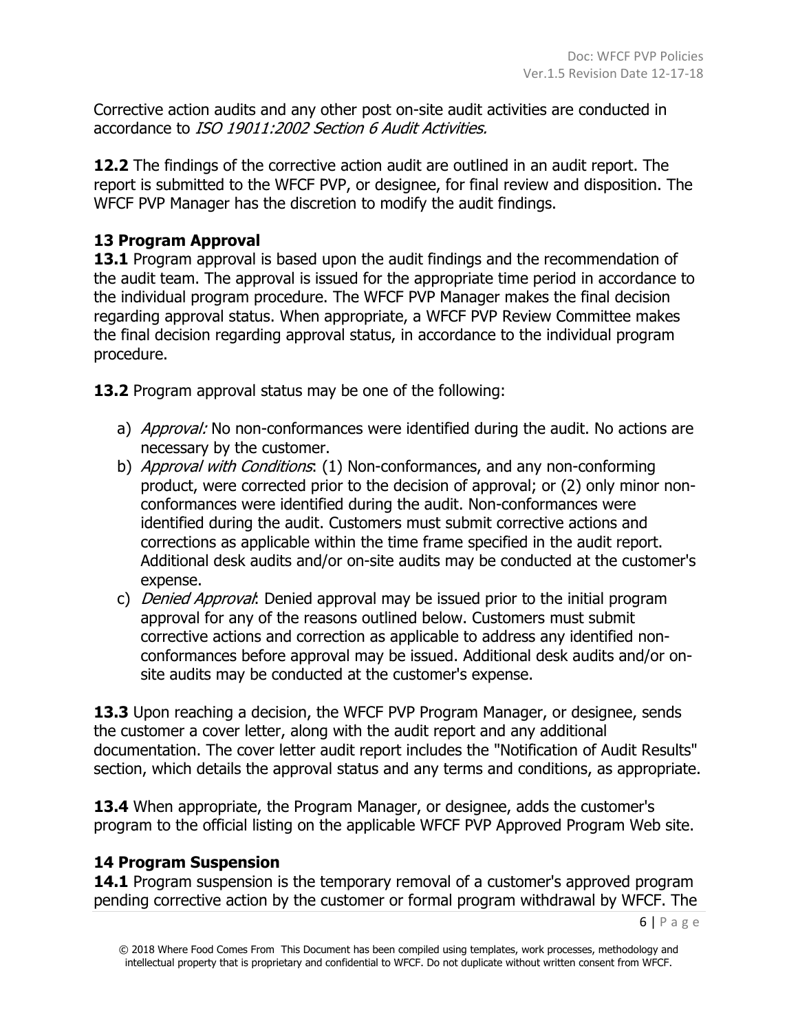Corrective action audits and any other post on-site audit activities are conducted in accordance to *ISO 19011:2002 Section 6 Audit Activities.*

**12.2** The findings of the corrective action audit are outlined in an audit report. The report is submitted to the WFCF PVP, or designee, for final review and disposition. The WFCF PVP Manager has the discretion to modify the audit findings.

## 13 Program Approval

**13.1** Program approval is based upon the audit findings and the recommendation of the audit team. The approval is issued for the appropriate time period in accordance to the individual program procedure. The WFCF PVP Manager makes the final decision regarding approval status. When appropriate, a WFCF PVP Review Committee makes the final decision regarding approval status, in accordance to the individual program procedure.

**13.2** Program approval status may be one of the following:

a) *Approval:* No non-conformances were identified during the audit. No actions are necessary by the customer.
b) *Approval with Conditions*: (1) Non-conformances, and any non-conforming product, were corrected prior to the decision of approval; or (2) only minor non-conformances were identified during the audit. Non-conformances were identified during the audit. Customers must submit corrective actions and corrections as applicable within the time frame specified in the audit report. Additional desk audits and/or on-site audits may be conducted at the customer's expense.
c) *Denied Approval*: Denied approval may be issued prior to the initial program approval for any of the reasons outlined below. Customers must submit corrective actions and correction as applicable to address any identified non-conformances before approval may be issued. Additional desk audits and/or on-site audits may be conducted at the customer's expense.

**13.3** Upon reaching a decision, the WFCF PVP Program Manager, or designee, sends the customer a cover letter, along with the audit report and any additional documentation. The cover letter audit report includes the "Notification of Audit Results" section, which details the approval status and any terms and conditions, as appropriate.

**13.4** When appropriate, the Program Manager, or designee, adds the customer's program to the official listing on the applicable WFCF PVP Approved Program Web site.

## 14 Program Suspension

**14.1** Program suspension is the temporary removal of a customer's approved program pending corrective action by the customer or formal program withdrawal by WFCF. The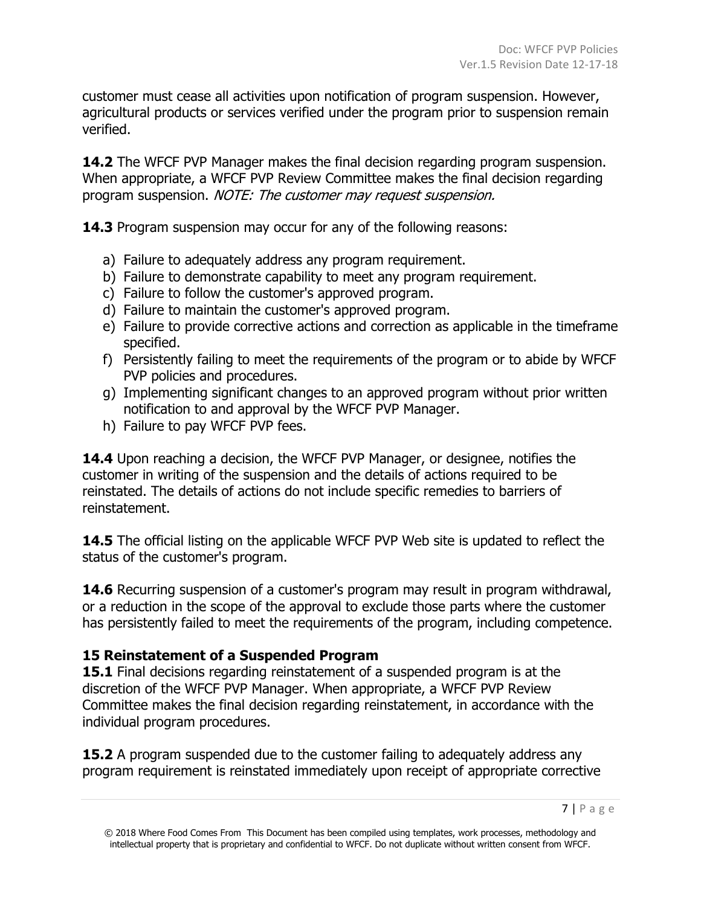customer must cease all activities upon notification of program suspension. However, agricultural products or services verified under the program prior to suspension remain verified.

**14.2** The WFCF PVP Manager makes the final decision regarding program suspension. When appropriate, a WFCF PVP Review Committee makes the final decision regarding program suspension. *NOTE: The customer may request suspension.*

**14.3** Program suspension may occur for any of the following reasons:

a) Failure to adequately address any program requirement.
b) Failure to demonstrate capability to meet any program requirement.
c) Failure to follow the customer's approved program.
d) Failure to maintain the customer's approved program.
e) Failure to provide corrective actions and correction as applicable in the timeframe specified.
f) Persistently failing to meet the requirements of the program or to abide by WFCF PVP policies and procedures.
g) Implementing significant changes to an approved program without prior written notification to and approval by the WFCF PVP Manager.
h) Failure to pay WFCF PVP fees.

**14.4** Upon reaching a decision, the WFCF PVP Manager, or designee, notifies the customer in writing of the suspension and the details of actions required to be reinstated. The details of actions do not include specific remedies to barriers of reinstatement.

**14.5** The official listing on the applicable WFCF PVP Web site is updated to reflect the status of the customer's program.

**14.6** Recurring suspension of a customer's program may result in program withdrawal, or a reduction in the scope of the approval to exclude those parts where the customer has persistently failed to meet the requirements of the program, including competence.

## 15 Reinstatement of a Suspended Program

**15.1** Final decisions regarding reinstatement of a suspended program is at the discretion of the WFCF PVP Manager. When appropriate, a WFCF PVP Review Committee makes the final decision regarding reinstatement, in accordance with the individual program procedures.

**15.2** A program suspended due to the customer failing to adequately address any program requirement is reinstated immediately upon receipt of appropriate corrective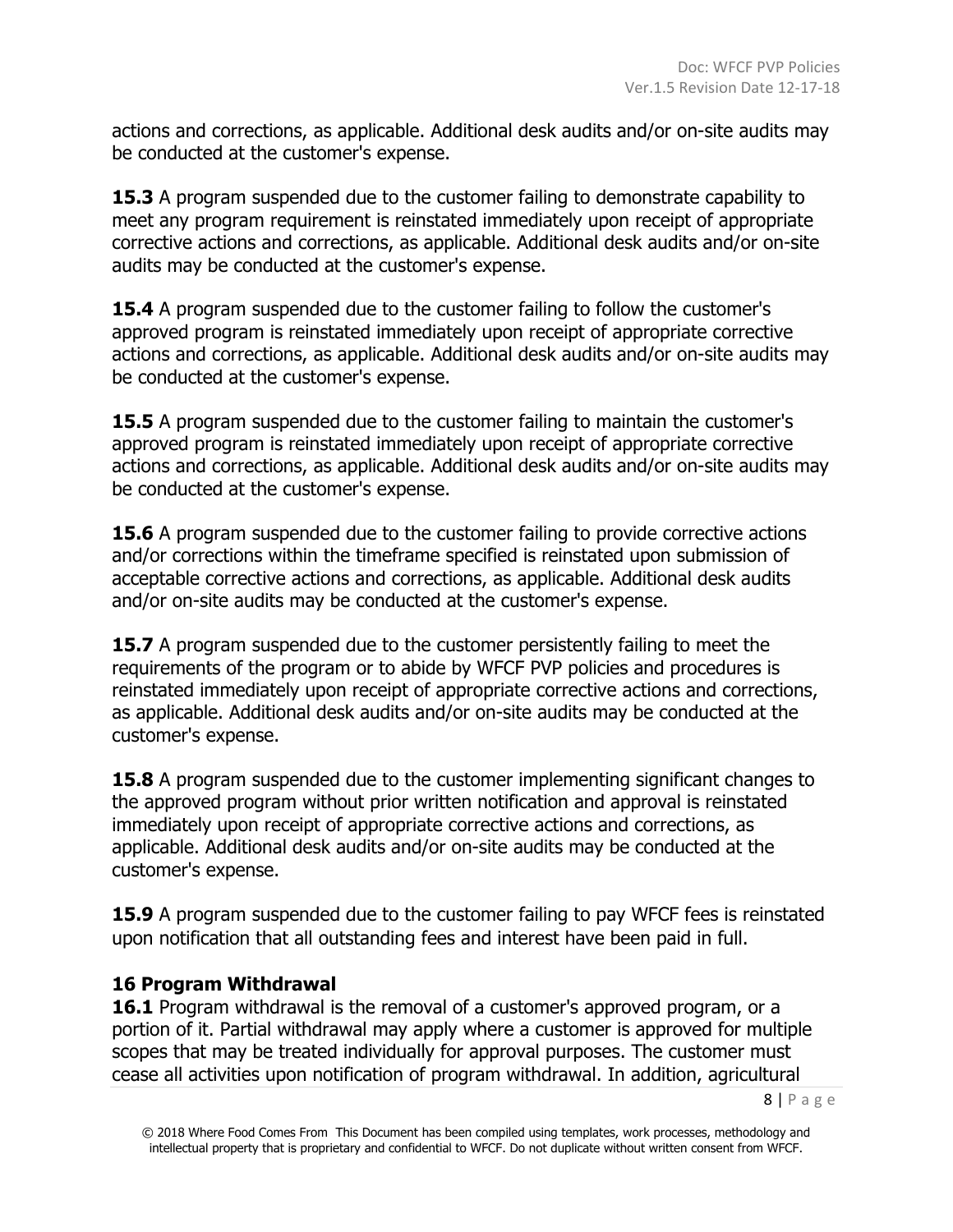actions and corrections, as applicable. Additional desk audits and/or on-site audits may be conducted at the customer's expense.

**15.3** A program suspended due to the customer failing to demonstrate capability to meet any program requirement is reinstated immediately upon receipt of appropriate corrective actions and corrections, as applicable. Additional desk audits and/or on-site audits may be conducted at the customer's expense.

**15.4** A program suspended due to the customer failing to follow the customer's approved program is reinstated immediately upon receipt of appropriate corrective actions and corrections, as applicable. Additional desk audits and/or on-site audits may be conducted at the customer's expense.

**15.5** A program suspended due to the customer failing to maintain the customer's approved program is reinstated immediately upon receipt of appropriate corrective actions and corrections, as applicable. Additional desk audits and/or on-site audits may be conducted at the customer's expense.

**15.6** A program suspended due to the customer failing to provide corrective actions and/or corrections within the timeframe specified is reinstated upon submission of acceptable corrective actions and corrections, as applicable. Additional desk audits and/or on-site audits may be conducted at the customer's expense.

**15.7** A program suspended due to the customer persistently failing to meet the requirements of the program or to abide by WFCF PVP policies and procedures is reinstated immediately upon receipt of appropriate corrective actions and corrections, as applicable. Additional desk audits and/or on-site audits may be conducted at the customer's expense.

**15.8** A program suspended due to the customer implementing significant changes to the approved program without prior written notification and approval is reinstated immediately upon receipt of appropriate corrective actions and corrections, as applicable. Additional desk audits and/or on-site audits may be conducted at the customer's expense.

**15.9** A program suspended due to the customer failing to pay WFCF fees is reinstated upon notification that all outstanding fees and interest have been paid in full.

## 16 Program Withdrawal

**16.1** Program withdrawal is the removal of a customer's approved program, or a portion of it. Partial withdrawal may apply where a customer is approved for multiple scopes that may be treated individually for approval purposes. The customer must cease all activities upon notification of program withdrawal. In addition, agricultural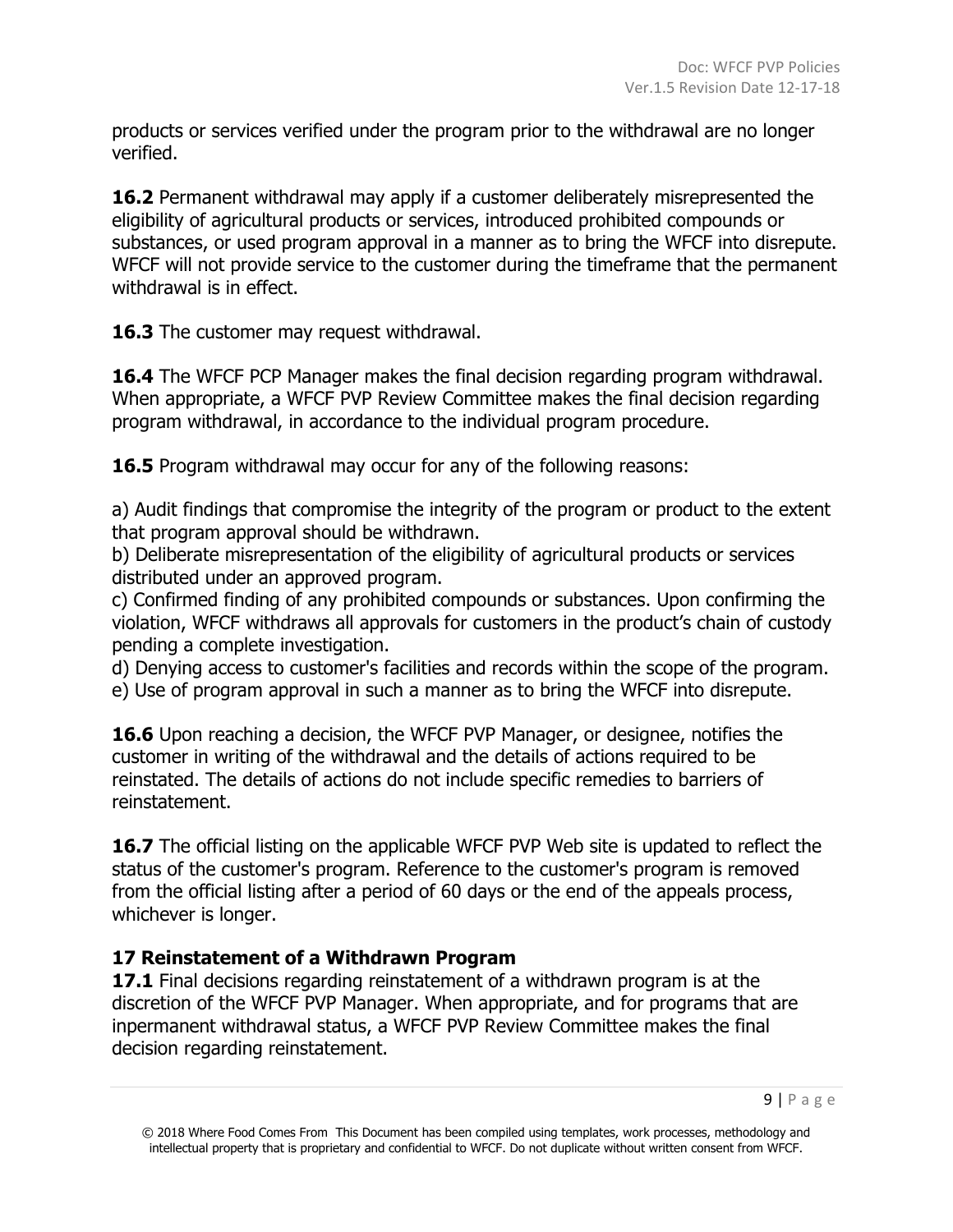products or services verified under the program prior to the withdrawal are no longer verified.

**16.2** Permanent withdrawal may apply if a customer deliberately misrepresented the eligibility of agricultural products or services, introduced prohibited compounds or substances, or used program approval in a manner as to bring the WFCF into disrepute. WFCF will not provide service to the customer during the timeframe that the permanent withdrawal is in effect.

**16.3** The customer may request withdrawal.

**16.4** The WFCF PCP Manager makes the final decision regarding program withdrawal. When appropriate, a WFCF PVP Review Committee makes the final decision regarding program withdrawal, in accordance to the individual program procedure.

**16.5** Program withdrawal may occur for any of the following reasons:

a) Audit findings that compromise the integrity of the program or product to the extent that program approval should be withdrawn.
b) Deliberate misrepresentation of the eligibility of agricultural products or services distributed under an approved program.
c) Confirmed finding of any prohibited compounds or substances. Upon confirming the violation, WFCF withdraws all approvals for customers in the product's chain of custody pending a complete investigation.
d) Denying access to customer's facilities and records within the scope of the program.
e) Use of program approval in such a manner as to bring the WFCF into disrepute.

**16.6** Upon reaching a decision, the WFCF PVP Manager, or designee, notifies the customer in writing of the withdrawal and the details of actions required to be reinstated. The details of actions do not include specific remedies to barriers of reinstatement.

**16.7** The official listing on the applicable WFCF PVP Web site is updated to reflect the status of the customer's program. Reference to the customer's program is removed from the official listing after a period of 60 days or the end of the appeals process, whichever is longer.

## 17 Reinstatement of a Withdrawn Program

**17.1** Final decisions regarding reinstatement of a withdrawn program is at the discretion of the WFCF PVP Manager. When appropriate, and for programs that are inpermanent withdrawal status, a WFCF PVP Review Committee makes the final decision regarding reinstatement.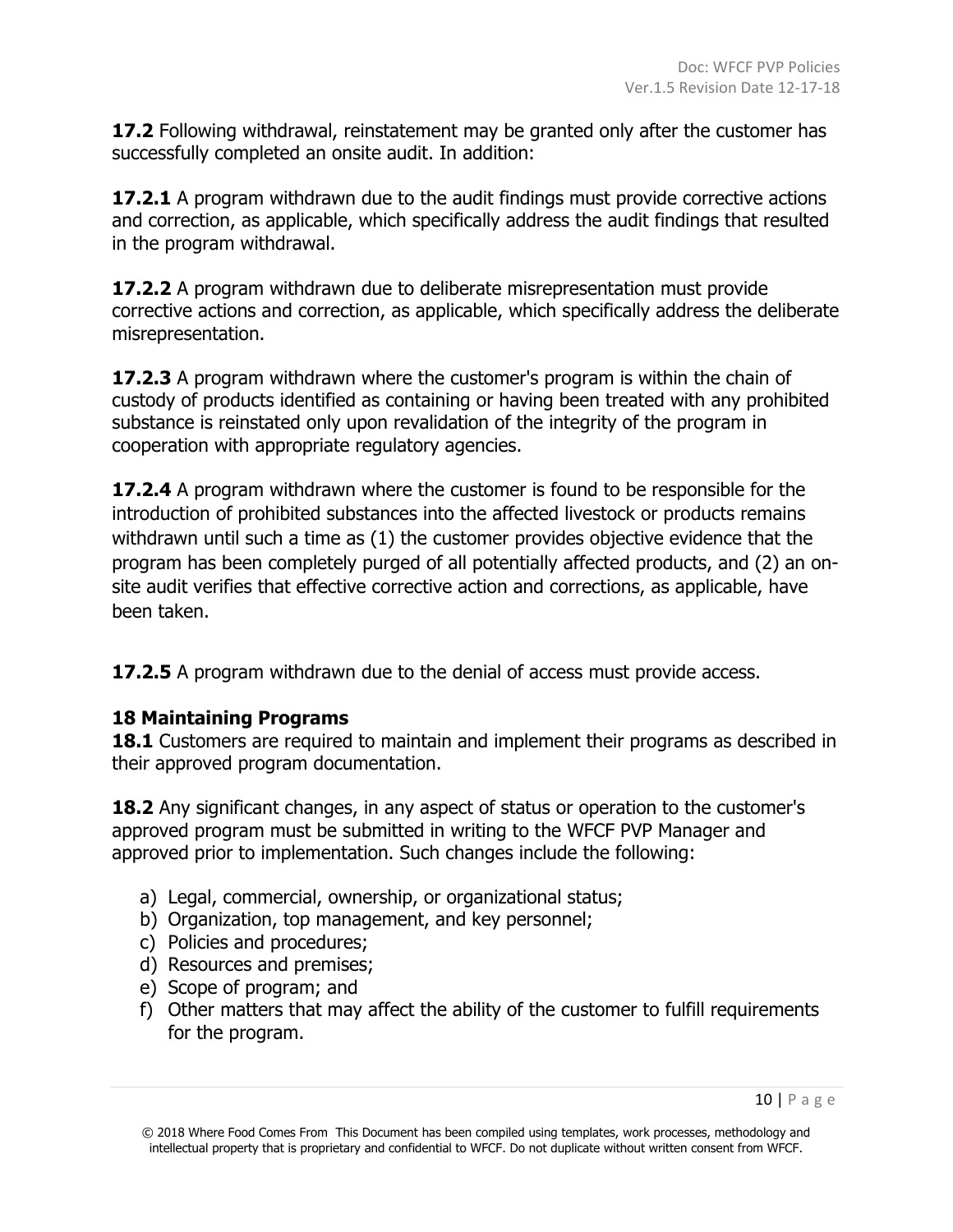**17.2** Following withdrawal, reinstatement may be granted only after the customer has successfully completed an onsite audit. In addition:

**17.2.1** A program withdrawn due to the audit findings must provide corrective actions and correction, as applicable, which specifically address the audit findings that resulted in the program withdrawal.

**17.2.2** A program withdrawn due to deliberate misrepresentation must provide corrective actions and correction, as applicable, which specifically address the deliberate misrepresentation.

**17.2.3** A program withdrawn where the customer's program is within the chain of custody of products identified as containing or having been treated with any prohibited substance is reinstated only upon revalidation of the integrity of the program in cooperation with appropriate regulatory agencies.

**17.2.4** A program withdrawn where the customer is found to be responsible for the introduction of prohibited substances into the affected livestock or products remains withdrawn until such a time as (1) the customer provides objective evidence that the program has been completely purged of all potentially affected products, and (2) an on-site audit verifies that effective corrective action and corrections, as applicable, have been taken.

**17.2.5** A program withdrawn due to the denial of access must provide access.

## 18 Maintaining Programs

**18.1** Customers are required to maintain and implement their programs as described in their approved program documentation.

**18.2** Any significant changes, in any aspect of status or operation to the customer's approved program must be submitted in writing to the WFCF PVP Manager and approved prior to implementation. Such changes include the following:

a) Legal, commercial, ownership, or organizational status;
b) Organization, top management, and key personnel;
c) Policies and procedures;
d) Resources and premises;
e) Scope of program; and
f) Other matters that may affect the ability of the customer to fulfill requirements for the program.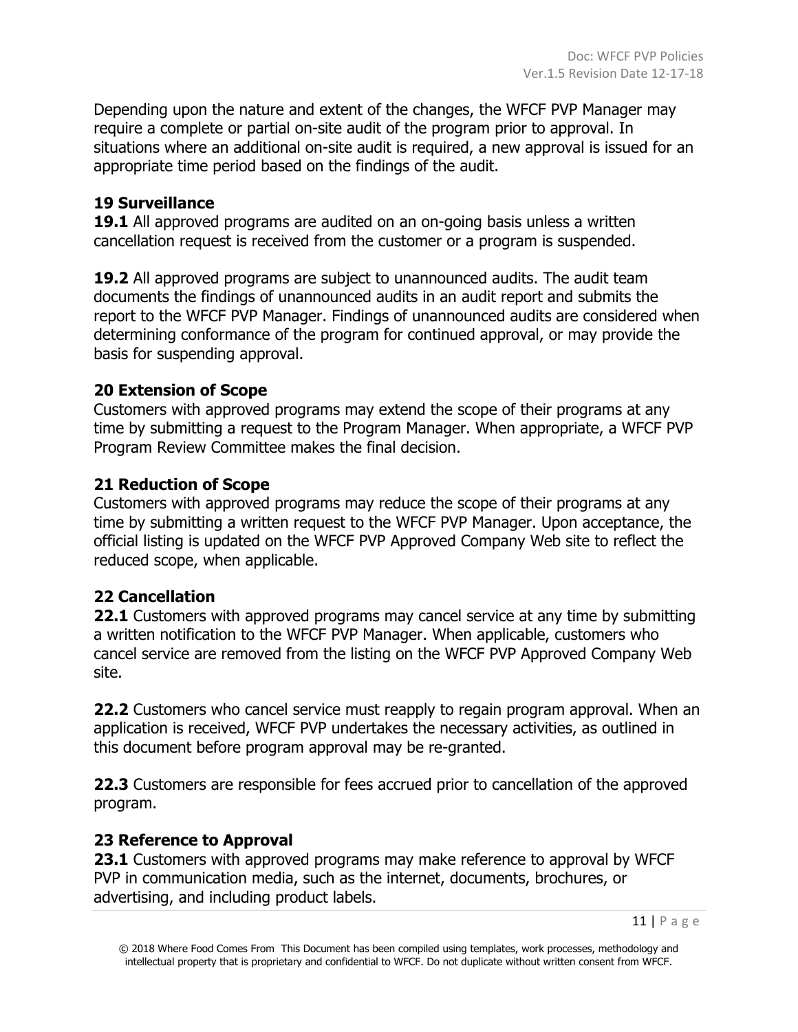Depending upon the nature and extent of the changes, the WFCF PVP Manager may require a complete or partial on-site audit of the program prior to approval. In situations where an additional on-site audit is required, a new approval is issued for an appropriate time period based on the findings of the audit.

## 19 Surveillance

**19.1** All approved programs are audited on an on-going basis unless a written cancellation request is received from the customer or a program is suspended.

**19.2** All approved programs are subject to unannounced audits. The audit team documents the findings of unannounced audits in an audit report and submits the report to the WFCF PVP Manager. Findings of unannounced audits are considered when determining conformance of the program for continued approval, or may provide the basis for suspending approval.

## 20 Extension of Scope

Customers with approved programs may extend the scope of their programs at any time by submitting a request to the Program Manager. When appropriate, a WFCF PVP Program Review Committee makes the final decision.

## 21 Reduction of Scope

Customers with approved programs may reduce the scope of their programs at any time by submitting a written request to the WFCF PVP Manager. Upon acceptance, the official listing is updated on the WFCF PVP Approved Company Web site to reflect the reduced scope, when applicable.

## 22 Cancellation

**22.1** Customers with approved programs may cancel service at any time by submitting a written notification to the WFCF PVP Manager. When applicable, customers who cancel service are removed from the listing on the WFCF PVP Approved Company Web site.

**22.2** Customers who cancel service must reapply to regain program approval. When an application is received, WFCF PVP undertakes the necessary activities, as outlined in this document before program approval may be re-granted.

**22.3** Customers are responsible for fees accrued prior to cancellation of the approved program.

## 23 Reference to Approval

**23.1** Customers with approved programs may make reference to approval by WFCF PVP in communication media, such as the internet, documents, brochures, or advertising, and including product labels.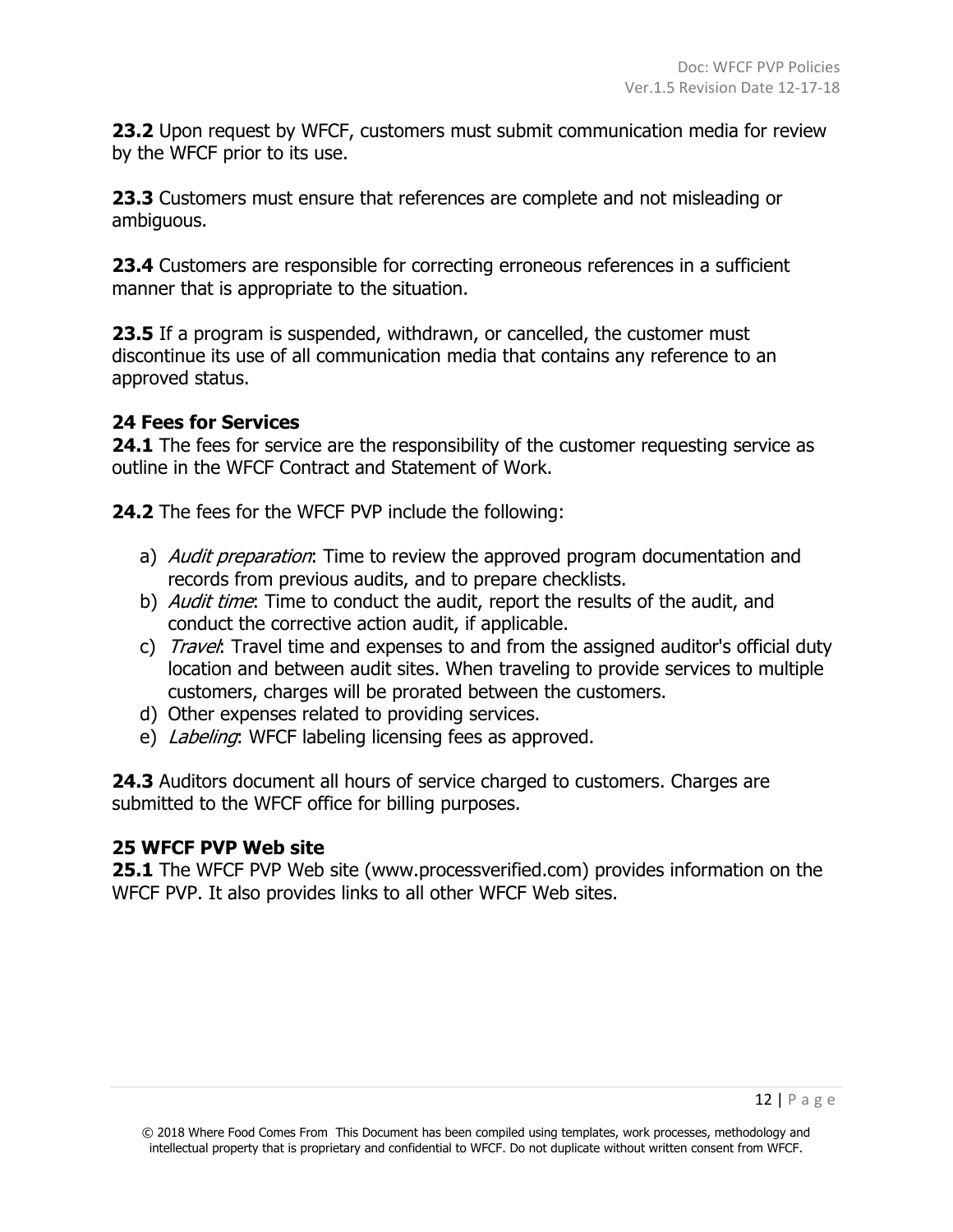**23.2** Upon request by WFCF, customers must submit communication media for review by the WFCF prior to its use.

**23.3** Customers must ensure that references are complete and not misleading or ambiguous.

**23.4** Customers are responsible for correcting erroneous references in a sufficient manner that is appropriate to the situation.

**23.5** If a program is suspended, withdrawn, or cancelled, the customer must discontinue its use of all communication media that contains any reference to an approved status.

### 24 Fees for Services

**24.1** The fees for service are the responsibility of the customer requesting service as outline in the WFCF Contract and Statement of Work.

**24.2** The fees for the WFCF PVP include the following:

a) *Audit preparation*: Time to review the approved program documentation and records from previous audits, and to prepare checklists.
b) *Audit time*: Time to conduct the audit, report the results of the audit, and conduct the corrective action audit, if applicable.
c) *Travel*: Travel time and expenses to and from the assigned auditor's official duty location and between audit sites. When traveling to provide services to multiple customers, charges will be prorated between the customers.
d) Other expenses related to providing services.
e) *Labeling*: WFCF labeling licensing fees as approved.

**24.3** Auditors document all hours of service charged to customers. Charges are submitted to the WFCF office for billing purposes.

### 25 WFCF PVP Web site

**25.1** The WFCF PVP Web site (www.processverified.com) provides information on the WFCF PVP. It also provides links to all other WFCF Web sites.